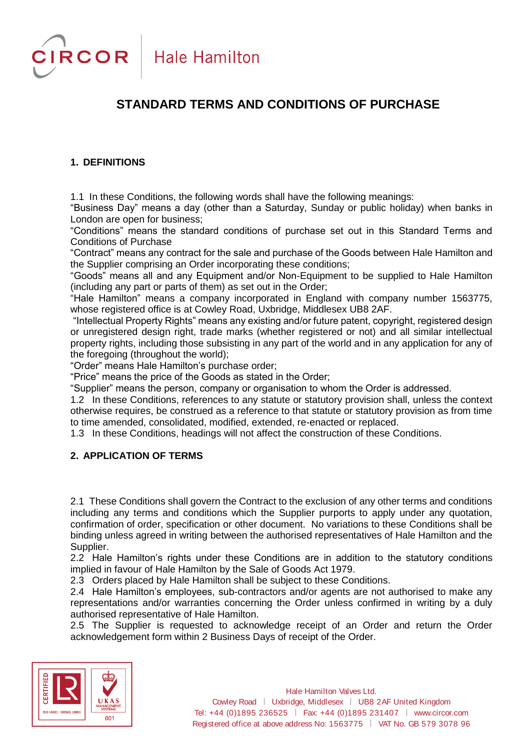# STANDARD TERMS AND CONDITIONS OF PURCHASE

## 1. DEFINITIONS

1.1 In these Conditions, the following words shall have the following meanings:
"Business Day" means a day (other than a Saturday, Sunday or public holiday) when banks in London are open for business;
"Conditions" means the standard conditions of purchase set out in this Standard Terms and Conditions of Purchase
"Contract" means any contract for the sale and purchase of the Goods between Hale Hamilton and the Supplier comprising an Order incorporating these conditions;
"Goods" means all and any Equipment and/or Non-Equipment to be supplied to Hale Hamilton (including any part or parts of them) as set out in the Order;
"Hale Hamilton" means a company incorporated in England with company number 1563775, whose registered office is at Cowley Road, Uxbridge, Middlesex UB8 2AF.
"Intellectual Property Rights" means any existing and/or future patent, copyright, registered design or unregistered design right, trade marks (whether registered or not) and all similar intellectual property rights, including those subsisting in any part of the world and in any application for any of the foregoing (throughout the world);
"Order" means Hale Hamilton's purchase order;
"Price" means the price of the Goods as stated in the Order;
"Supplier" means the person, company or organisation to whom the Order is addressed.
1.2 In these Conditions, references to any statute or statutory provision shall, unless the context otherwise requires, be construed as a reference to that statute or statutory provision as from time to time amended, consolidated, modified, extended, re-enacted or replaced.
1.3 In these Conditions, headings will not affect the construction of these Conditions.

## 2. APPLICATION OF TERMS

2.1 These Conditions shall govern the Contract to the exclusion of any other terms and conditions including any terms and conditions which the Supplier purports to apply under any quotation, confirmation of order, specification or other document. No variations to these Conditions shall be binding unless agreed in writing between the authorised representatives of Hale Hamilton and the Supplier.
2.2 Hale Hamilton's rights under these Conditions are in addition to the statutory conditions implied in favour of Hale Hamilton by the Sale of Goods Act 1979.
2.3 Orders placed by Hale Hamilton shall be subject to these Conditions.
2.4 Hale Hamilton's employees, sub-contractors and/or agents are not authorised to make any representations and/or warranties concerning the Order unless confirmed in writing by a duly authorised representative of Hale Hamilton.
2.5 The Supplier is requested to acknowledge receipt of an Order and return the Order acknowledgement form within 2 Business Days of receipt of the Order.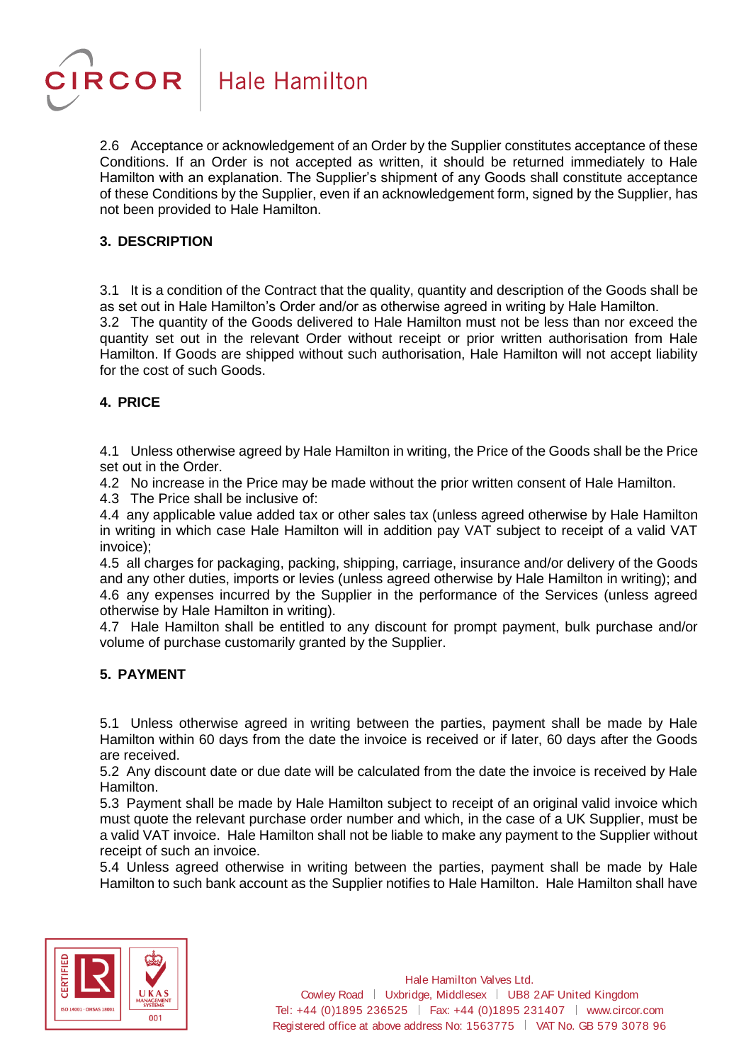2.6 Acceptance or acknowledgement of an Order by the Supplier constitutes acceptance of these Conditions. If an Order is not accepted as written, it should be returned immediately to Hale Hamilton with an explanation. The Supplier's shipment of any Goods shall constitute acceptance of these Conditions by the Supplier, even if an acknowledgement form, signed by the Supplier, has not been provided to Hale Hamilton.

**3. DESCRIPTION**

3.1 It is a condition of the Contract that the quality, quantity and description of the Goods shall be as set out in Hale Hamilton's Order and/or as otherwise agreed in writing by Hale Hamilton.
3.2 The quantity of the Goods delivered to Hale Hamilton must not be less than nor exceed the quantity set out in the relevant Order without receipt or prior written authorisation from Hale Hamilton. If Goods are shipped without such authorisation, Hale Hamilton will not accept liability for the cost of such Goods.

**4. PRICE**

4.1 Unless otherwise agreed by Hale Hamilton in writing, the Price of the Goods shall be the Price set out in the Order.
4.2 No increase in the Price may be made without the prior written consent of Hale Hamilton.
4.3 The Price shall be inclusive of:
4.4 any applicable value added tax or other sales tax (unless agreed otherwise by Hale Hamilton in writing in which case Hale Hamilton will in addition pay VAT subject to receipt of a valid VAT invoice);
4.5 all charges for packaging, packing, shipping, carriage, insurance and/or delivery of the Goods and any other duties, imports or levies (unless agreed otherwise by Hale Hamilton in writing); and
4.6 any expenses incurred by the Supplier in the performance of the Services (unless agreed otherwise by Hale Hamilton in writing).
4.7 Hale Hamilton shall be entitled to any discount for prompt payment, bulk purchase and/or volume of purchase customarily granted by the Supplier.

**5. PAYMENT**

5.1 Unless otherwise agreed in writing between the parties, payment shall be made by Hale Hamilton within 60 days from the date the invoice is received or if later, 60 days after the Goods are received.
5.2 Any discount date or due date will be calculated from the date the invoice is received by Hale Hamilton.
5.3 Payment shall be made by Hale Hamilton subject to receipt of an original valid invoice which must quote the relevant purchase order number and which, in the case of a UK Supplier, must be a valid VAT invoice. Hale Hamilton shall not be liable to make any payment to the Supplier without receipt of such an invoice.
5.4 Unless agreed otherwise in writing between the parties, payment shall be made by Hale Hamilton to such bank account as the Supplier notifies to Hale Hamilton. Hale Hamilton shall have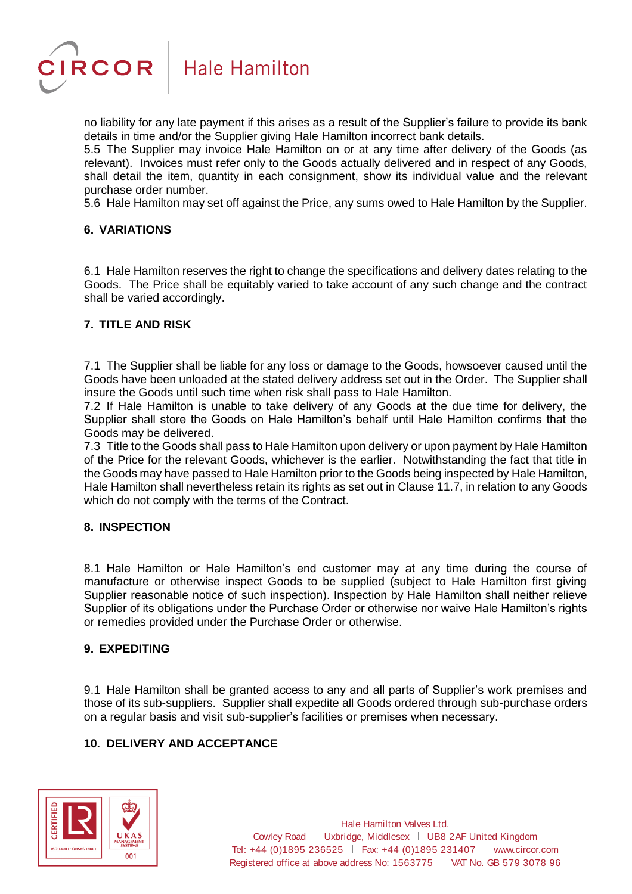no liability for any late payment if this arises as a result of the Supplier's failure to provide its bank details in time and/or the Supplier giving Hale Hamilton incorrect bank details.

5.5 The Supplier may invoice Hale Hamilton on or at any time after delivery of the Goods (as relevant). Invoices must refer only to the Goods actually delivered and in respect of any Goods, shall detail the item, quantity in each consignment, show its individual value and the relevant purchase order number.

5.6 Hale Hamilton may set off against the Price, any sums owed to Hale Hamilton by the Supplier.

## 6. VARIATIONS

6.1 Hale Hamilton reserves the right to change the specifications and delivery dates relating to the Goods. The Price shall be equitably varied to take account of any such change and the contract shall be varied accordingly.

## 7. TITLE AND RISK

7.1 The Supplier shall be liable for any loss or damage to the Goods, howsoever caused until the Goods have been unloaded at the stated delivery address set out in the Order. The Supplier shall insure the Goods until such time when risk shall pass to Hale Hamilton.

7.2 If Hale Hamilton is unable to take delivery of any Goods at the due time for delivery, the Supplier shall store the Goods on Hale Hamilton's behalf until Hale Hamilton confirms that the Goods may be delivered.

7.3 Title to the Goods shall pass to Hale Hamilton upon delivery or upon payment by Hale Hamilton of the Price for the relevant Goods, whichever is the earlier. Notwithstanding the fact that title in the Goods may have passed to Hale Hamilton prior to the Goods being inspected by Hale Hamilton, Hale Hamilton shall nevertheless retain its rights as set out in Clause 11.7, in relation to any Goods which do not comply with the terms of the Contract.

## 8. INSPECTION

8.1 Hale Hamilton or Hale Hamilton's end customer may at any time during the course of manufacture or otherwise inspect Goods to be supplied (subject to Hale Hamilton first giving Supplier reasonable notice of such inspection). Inspection by Hale Hamilton shall neither relieve Supplier of its obligations under the Purchase Order or otherwise nor waive Hale Hamilton's rights or remedies provided under the Purchase Order or otherwise.

## 9. EXPEDITING

9.1 Hale Hamilton shall be granted access to any and all parts of Supplier's work premises and those of its sub-suppliers. Supplier shall expedite all Goods ordered through sub-purchase orders on a regular basis and visit sub-supplier's facilities or premises when necessary.

## 10. DELIVERY AND ACCEPTANCE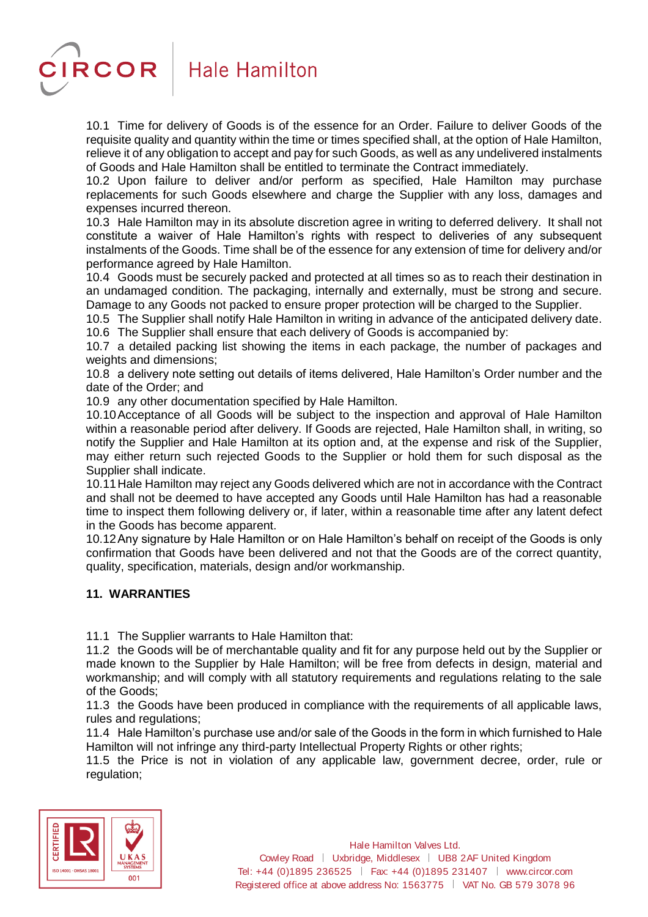10.1 Time for delivery of Goods is of the essence for an Order. Failure to deliver Goods of the requisite quality and quantity within the time or times specified shall, at the option of Hale Hamilton, relieve it of any obligation to accept and pay for such Goods, as well as any undelivered instalments of Goods and Hale Hamilton shall be entitled to terminate the Contract immediately.

10.2 Upon failure to deliver and/or perform as specified, Hale Hamilton may purchase replacements for such Goods elsewhere and charge the Supplier with any loss, damages and expenses incurred thereon.

10.3 Hale Hamilton may in its absolute discretion agree in writing to deferred delivery. It shall not constitute a waiver of Hale Hamilton's rights with respect to deliveries of any subsequent instalments of the Goods. Time shall be of the essence for any extension of time for delivery and/or performance agreed by Hale Hamilton.

10.4 Goods must be securely packed and protected at all times so as to reach their destination in an undamaged condition. The packaging, internally and externally, must be strong and secure. Damage to any Goods not packed to ensure proper protection will be charged to the Supplier.

10.5 The Supplier shall notify Hale Hamilton in writing in advance of the anticipated delivery date.

10.6 The Supplier shall ensure that each delivery of Goods is accompanied by:

10.7 a detailed packing list showing the items in each package, the number of packages and weights and dimensions;

10.8 a delivery note setting out details of items delivered, Hale Hamilton's Order number and the date of the Order; and

10.9 any other documentation specified by Hale Hamilton.

10.10 Acceptance of all Goods will be subject to the inspection and approval of Hale Hamilton within a reasonable period after delivery. If Goods are rejected, Hale Hamilton shall, in writing, so notify the Supplier and Hale Hamilton at its option and, at the expense and risk of the Supplier, may either return such rejected Goods to the Supplier or hold them for such disposal as the Supplier shall indicate.

10.11 Hale Hamilton may reject any Goods delivered which are not in accordance with the Contract and shall not be deemed to have accepted any Goods until Hale Hamilton has had a reasonable time to inspect them following delivery or, if later, within a reasonable time after any latent defect in the Goods has become apparent.

10.12 Any signature by Hale Hamilton or on Hale Hamilton's behalf on receipt of the Goods is only confirmation that Goods have been delivered and not that the Goods are of the correct quantity, quality, specification, materials, design and/or workmanship.

**11. WARRANTIES**

11.1 The Supplier warrants to Hale Hamilton that:

11.2 the Goods will be of merchantable quality and fit for any purpose held out by the Supplier or made known to the Supplier by Hale Hamilton; will be free from defects in design, material and workmanship; and will comply with all statutory requirements and regulations relating to the sale of the Goods;

11.3 the Goods have been produced in compliance with the requirements of all applicable laws, rules and regulations;

11.4 Hale Hamilton's purchase use and/or sale of the Goods in the form in which furnished to Hale Hamilton will not infringe any third-party Intellectual Property Rights or other rights;

11.5 the Price is not in violation of any applicable law, government decree, order, rule or regulation;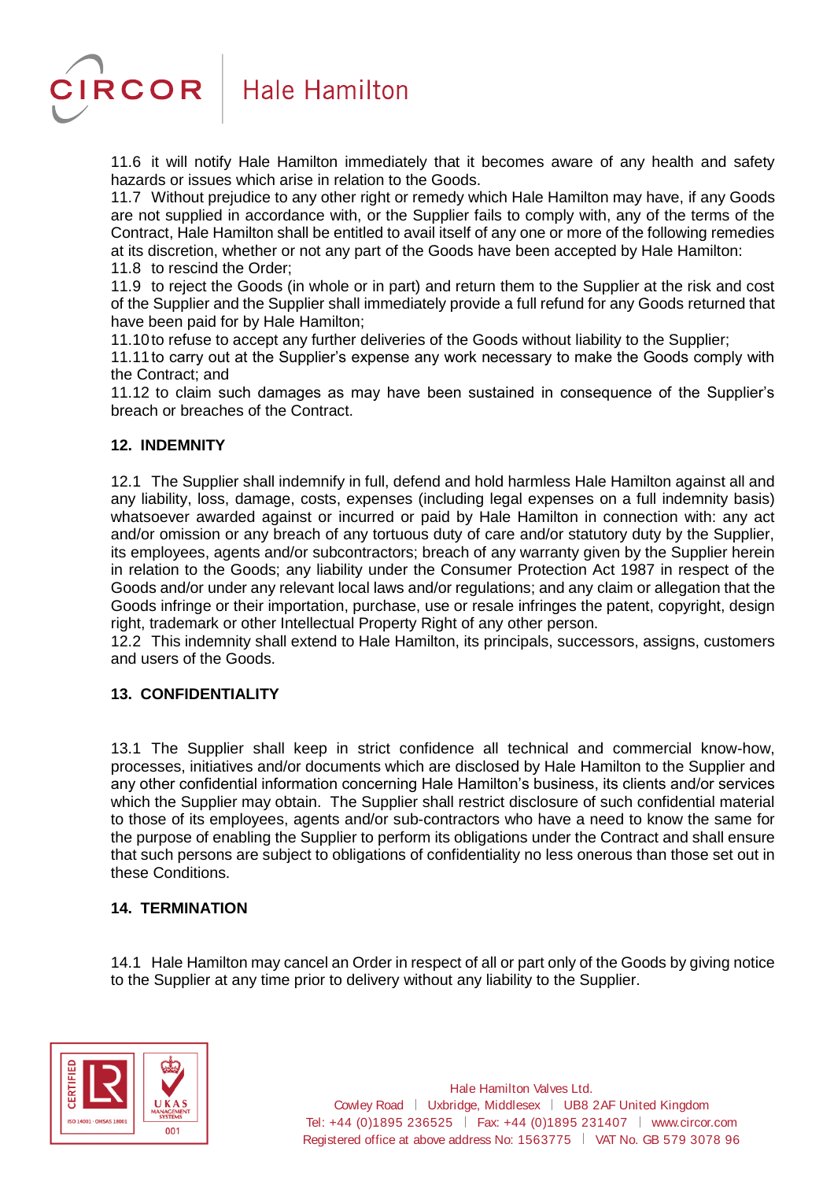11.6 it will notify Hale Hamilton immediately that it becomes aware of any health and safety hazards or issues which arise in relation to the Goods.

11.7 Without prejudice to any other right or remedy which Hale Hamilton may have, if any Goods are not supplied in accordance with, or the Supplier fails to comply with, any of the terms of the Contract, Hale Hamilton shall be entitled to avail itself of any one or more of the following remedies at its discretion, whether or not any part of the Goods have been accepted by Hale Hamilton:

11.8 to rescind the Order;

11.9 to reject the Goods (in whole or in part) and return them to the Supplier at the risk and cost of the Supplier and the Supplier shall immediately provide a full refund for any Goods returned that have been paid for by Hale Hamilton;

11.10 to refuse to accept any further deliveries of the Goods without liability to the Supplier;

11.11 to carry out at the Supplier's expense any work necessary to make the Goods comply with the Contract; and

11.12 to claim such damages as may have been sustained in consequence of the Supplier's breach or breaches of the Contract.

**12. INDEMNITY**

12.1 The Supplier shall indemnify in full, defend and hold harmless Hale Hamilton against all and any liability, loss, damage, costs, expenses (including legal expenses on a full indemnity basis) whatsoever awarded against or incurred or paid by Hale Hamilton in connection with: any act and/or omission or any breach of any tortuous duty of care and/or statutory duty by the Supplier, its employees, agents and/or subcontractors; breach of any warranty given by the Supplier herein in relation to the Goods; any liability under the Consumer Protection Act 1987 in respect of the Goods and/or under any relevant local laws and/or regulations; and any claim or allegation that the Goods infringe or their importation, purchase, use or resale infringes the patent, copyright, design right, trademark or other Intellectual Property Right of any other person.

12.2 This indemnity shall extend to Hale Hamilton, its principals, successors, assigns, customers and users of the Goods.

**13. CONFIDENTIALITY**

13.1 The Supplier shall keep in strict confidence all technical and commercial know-how, processes, initiatives and/or documents which are disclosed by Hale Hamilton to the Supplier and any other confidential information concerning Hale Hamilton's business, its clients and/or services which the Supplier may obtain. The Supplier shall restrict disclosure of such confidential material to those of its employees, agents and/or sub-contractors who have a need to know the same for the purpose of enabling the Supplier to perform its obligations under the Contract and shall ensure that such persons are subject to obligations of confidentiality no less onerous than those set out in these Conditions.

**14. TERMINATION**

14.1 Hale Hamilton may cancel an Order in respect of all or part only of the Goods by giving notice to the Supplier at any time prior to delivery without any liability to the Supplier.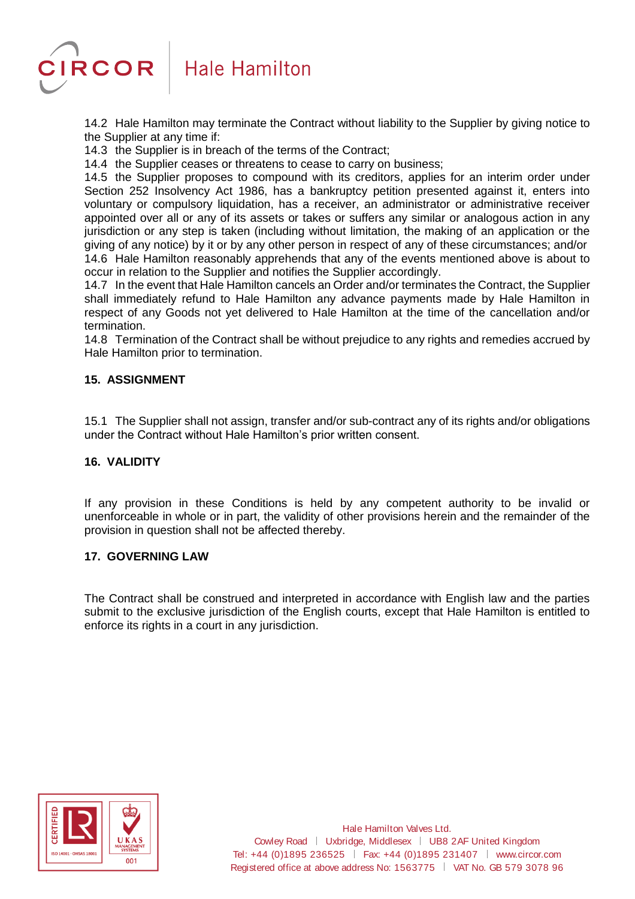14.2 Hale Hamilton may terminate the Contract without liability to the Supplier by giving notice to the Supplier at any time if:

14.3 the Supplier is in breach of the terms of the Contract;

14.4 the Supplier ceases or threatens to cease to carry on business;

14.5 the Supplier proposes to compound with its creditors, applies for an interim order under Section 252 Insolvency Act 1986, has a bankruptcy petition presented against it, enters into voluntary or compulsory liquidation, has a receiver, an administrator or administrative receiver appointed over all or any of its assets or takes or suffers any similar or analogous action in any jurisdiction or any step is taken (including without limitation, the making of an application or the giving of any notice) by it or by any other person in respect of any of these circumstances; and/or

14.6 Hale Hamilton reasonably apprehends that any of the events mentioned above is about to occur in relation to the Supplier and notifies the Supplier accordingly.

14.7 In the event that Hale Hamilton cancels an Order and/or terminates the Contract, the Supplier shall immediately refund to Hale Hamilton any advance payments made by Hale Hamilton in respect of any Goods not yet delivered to Hale Hamilton at the time of the cancellation and/or termination.

14.8 Termination of the Contract shall be without prejudice to any rights and remedies accrued by Hale Hamilton prior to termination.

## 15. ASSIGNMENT

15.1 The Supplier shall not assign, transfer and/or sub-contract any of its rights and/or obligations under the Contract without Hale Hamilton's prior written consent.

## 16. VALIDITY

If any provision in these Conditions is held by any competent authority to be invalid or unenforceable in whole or in part, the validity of other provisions herein and the remainder of the provision in question shall not be affected thereby.

## 17. GOVERNING LAW

The Contract shall be construed and interpreted in accordance with English law and the parties submit to the exclusive jurisdiction of the English courts, except that Hale Hamilton is entitled to enforce its rights in a court in any jurisdiction.